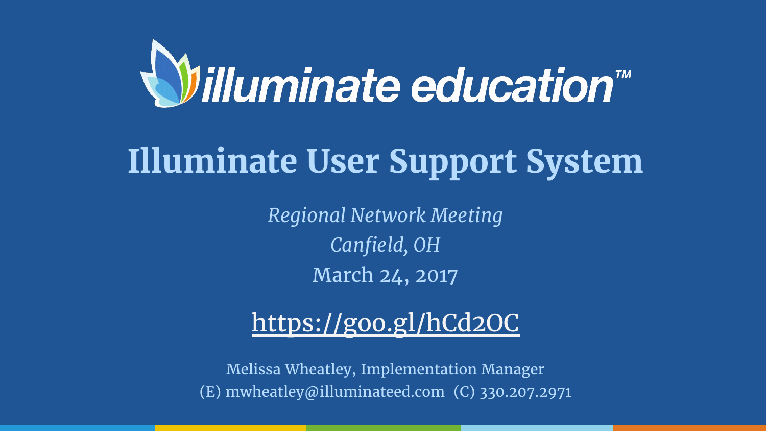illuminate education™

# Illuminate User Support System

*Regional Network Meeting*

*Canfield, OH*

March 24, 2017

https://goo.gl/hCd2OC

Melissa Wheatley, Implementation Manager

(E) mwheatley@illuminateed.com (C) 330.207.2971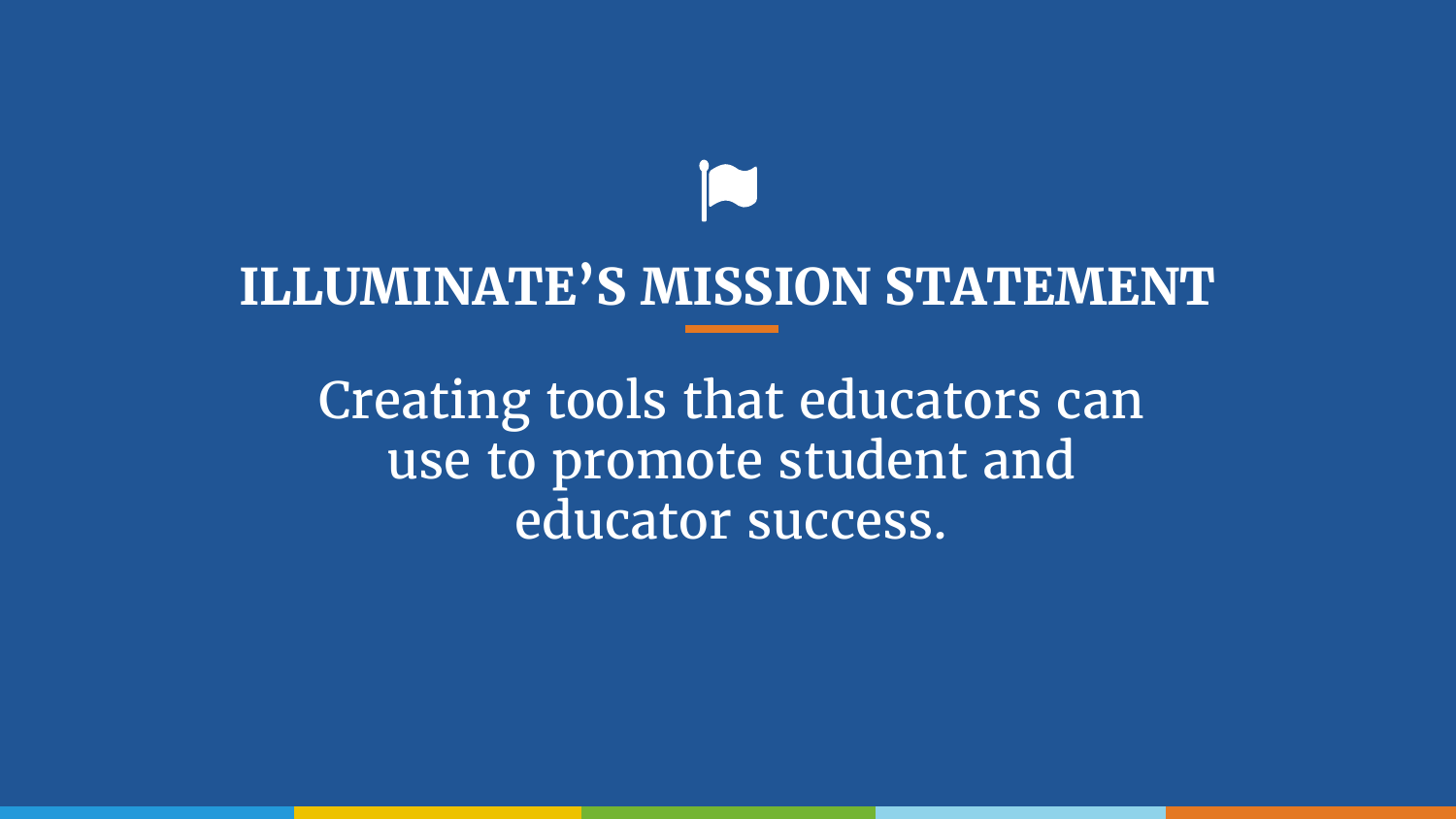# ILLUMINATE'S MISSION STATEMENT

Creating tools that educators can use to promote student and educator success.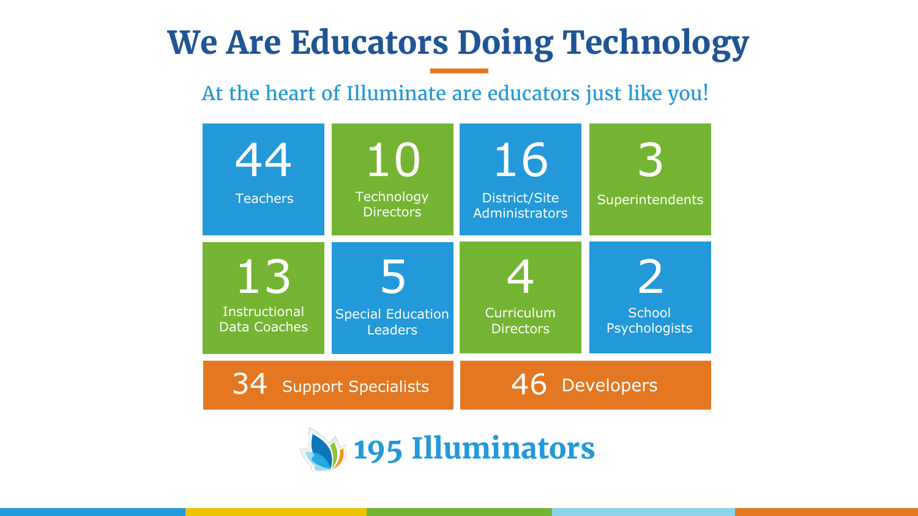# We Are Educators Doing Technology

At the heart of Illuminate are educators just like you!

- **44** Teachers
- **10** Technology Directors
- **16** District/Site Administrators
- **3** Superintendents
- **13** Instructional Data Coaches
- **5** Special Education Leaders
- **4** Curriculum Directors
- **2** School Psychologists
- **34** Support Specialists
- **46** Developers

**195 Illuminators**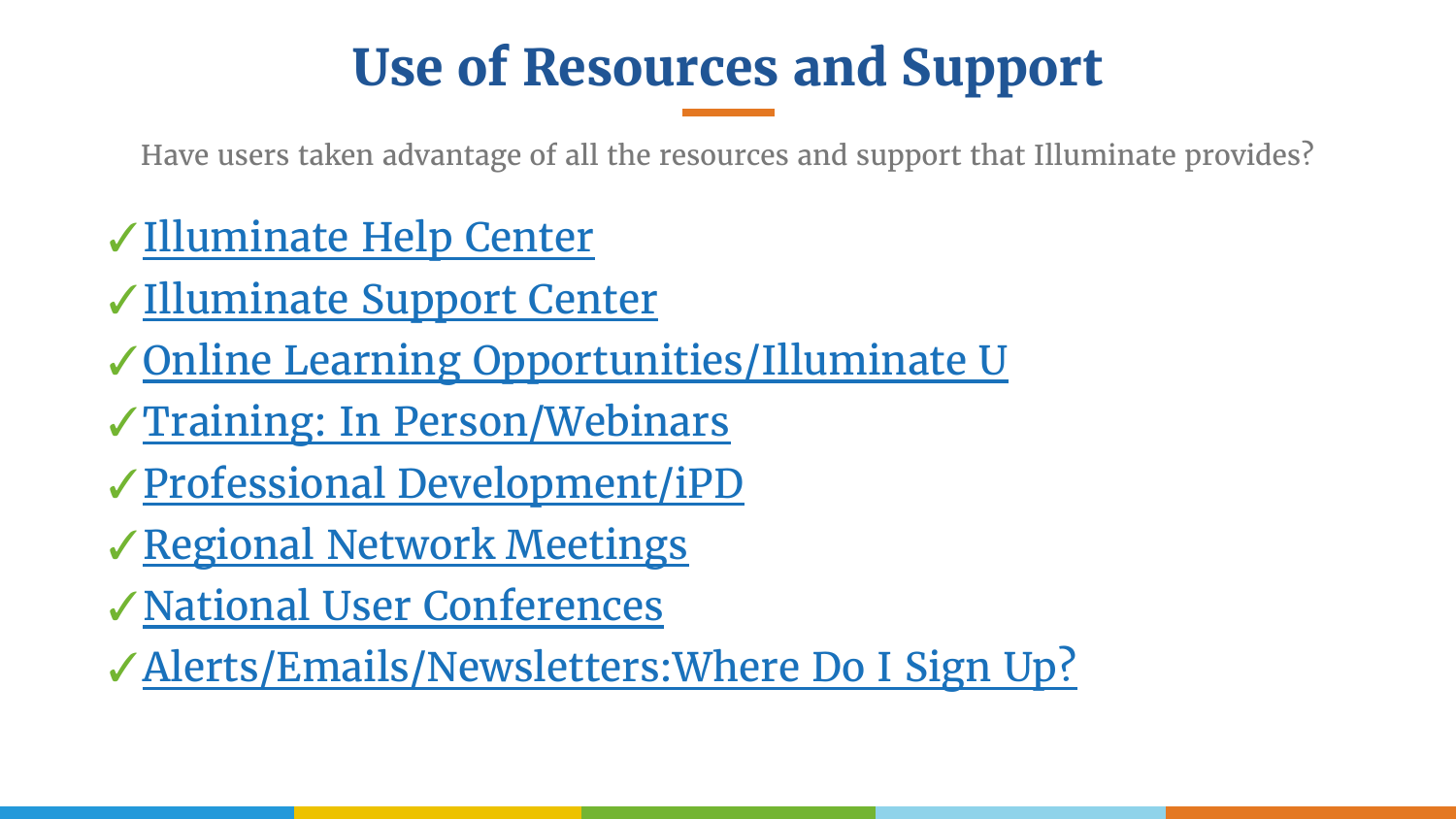# Use of Resources and Support

Have users taken advantage of all the resources and support that Illuminate provides?

- ✓ Illuminate Help Center
- ✓ Illuminate Support Center
- ✓ Online Learning Opportunities/Illuminate U
- ✓ Training: In Person/Webinars
- ✓ Professional Development/iPD
- ✓ Regional Network Meetings
- ✓ National User Conferences
- ✓ Alerts/Emails/Newsletters:Where Do I Sign Up?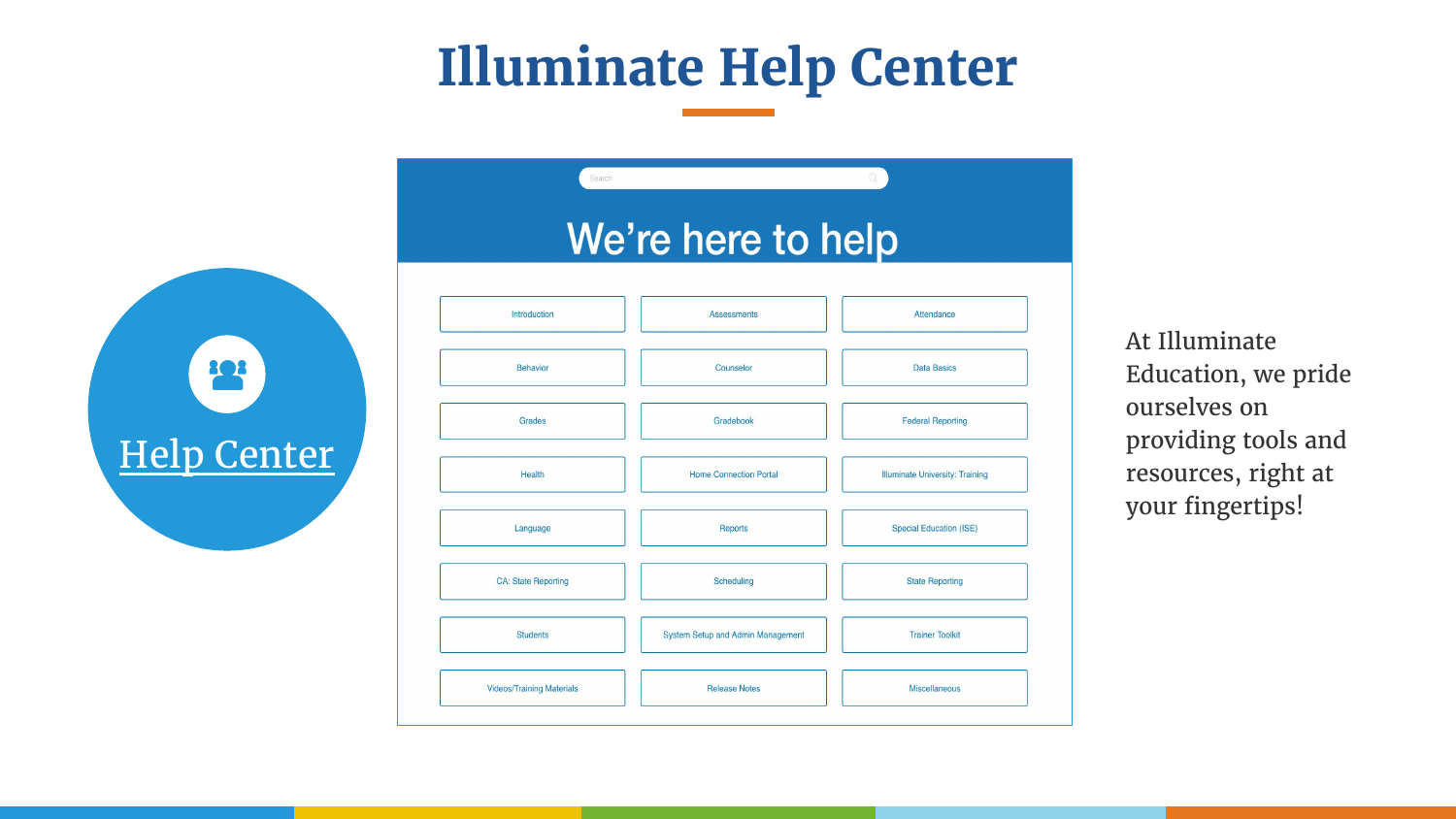# Illuminate Help Center

Help Center

Search

## We're here to help

| | | |
|---|---|---|
| Introduction | Assessments | Attendance |
| Behavior | Counselor | Data Basics |
| Grades | Gradebook | Federal Reporting |
| Health | Home Connection Portal | Illuminate University: Training |
| Language | Reports | Special Education (ISE) |
| CA: State Reporting | Scheduling | State Reporting |
| Students | System Setup and Admin Management | Trainer Toolkit |
| Videos/Training Materials | Release Notes | Miscellaneous |

At Illuminate Education, we pride ourselves on providing tools and resources, right at your fingertips!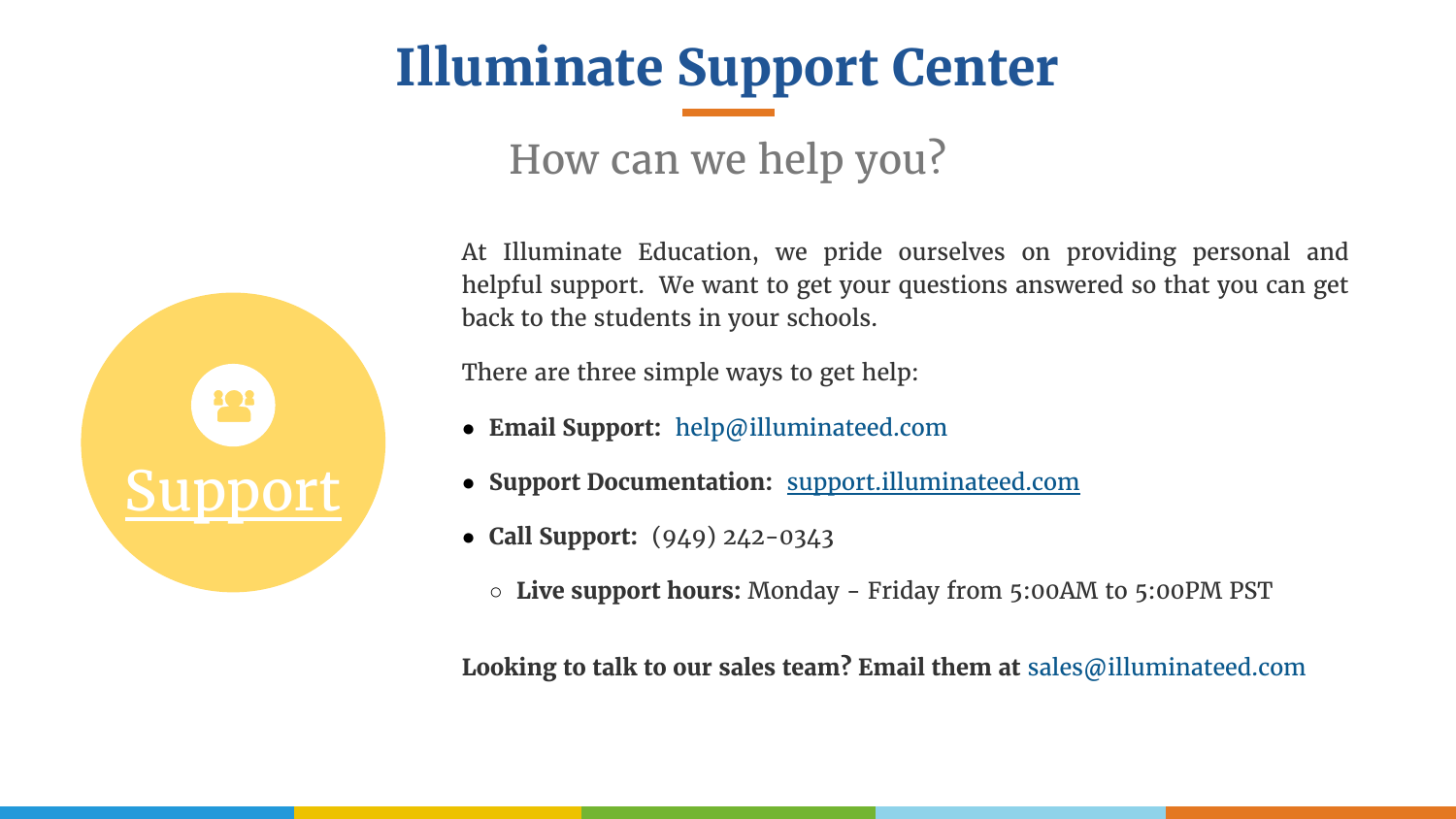# Illuminate Support Center

## How can we help you?

Support

At Illuminate Education, we pride ourselves on providing personal and helpful support. We want to get your questions answered so that you can get back to the students in your schools.

There are three simple ways to get help:

- **Email Support:** help@illuminateed.com
- **Support Documentation:** support.illuminateed.com
- **Call Support:** (949) 242-0343
  - **Live support hours:** Monday - Friday from 5:00AM to 5:00PM PST

**Looking to talk to our sales team? Email them at** sales@illuminateed.com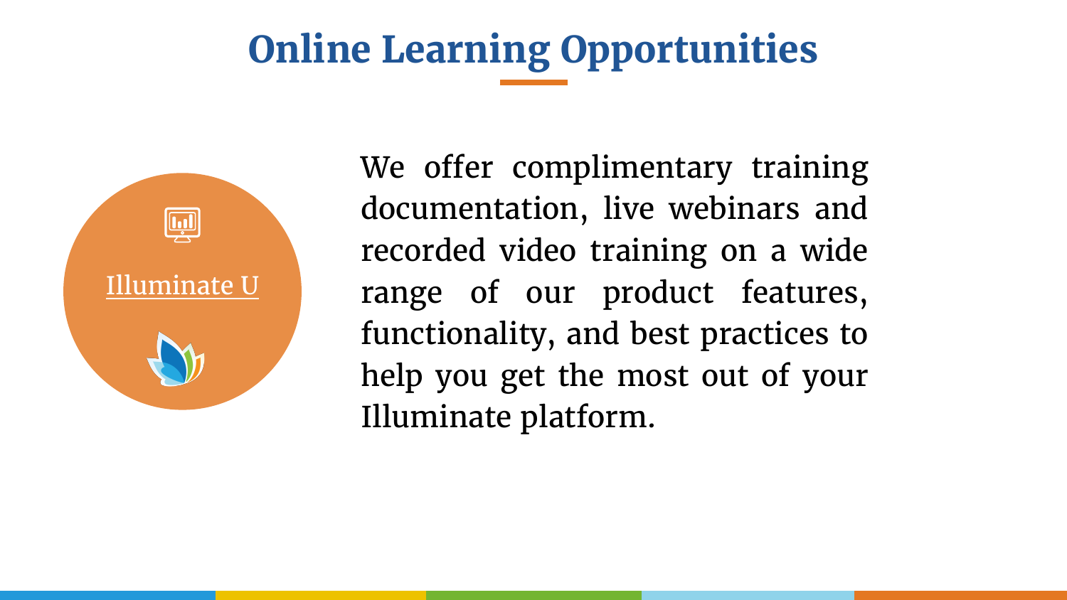# Online Learning Opportunities

Illuminate U

We offer complimentary training documentation, live webinars and recorded video training on a wide range of our product features, functionality, and best practices to help you get the most out of your Illuminate platform.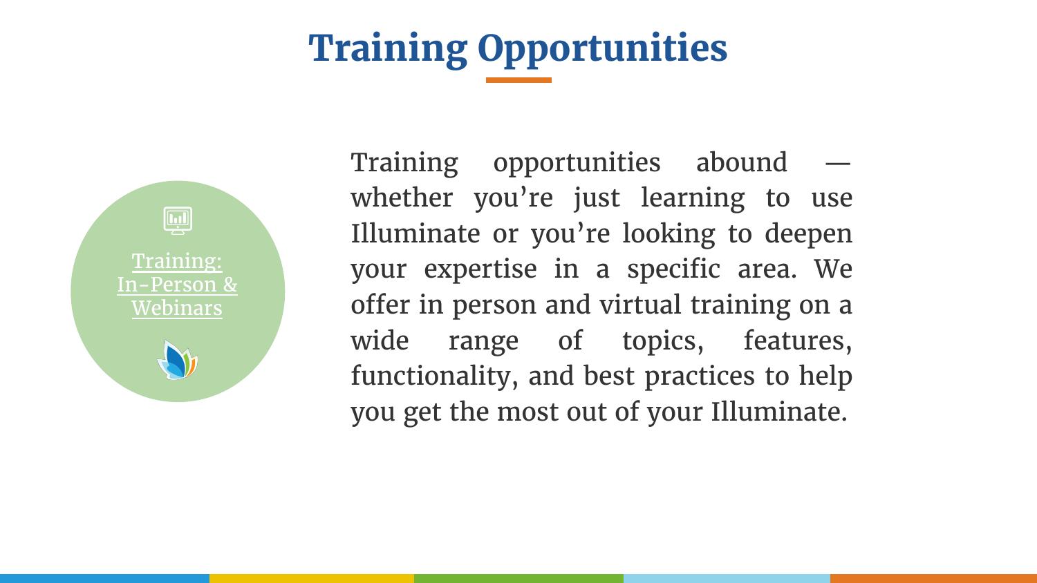# Training Opportunities

Training: In-Person & Webinars

Training opportunities abound — whether you're just learning to use Illuminate or you're looking to deepen your expertise in a specific area. We offer in person and virtual training on a wide range of topics, features, functionality, and best practices to help you get the most out of your Illuminate.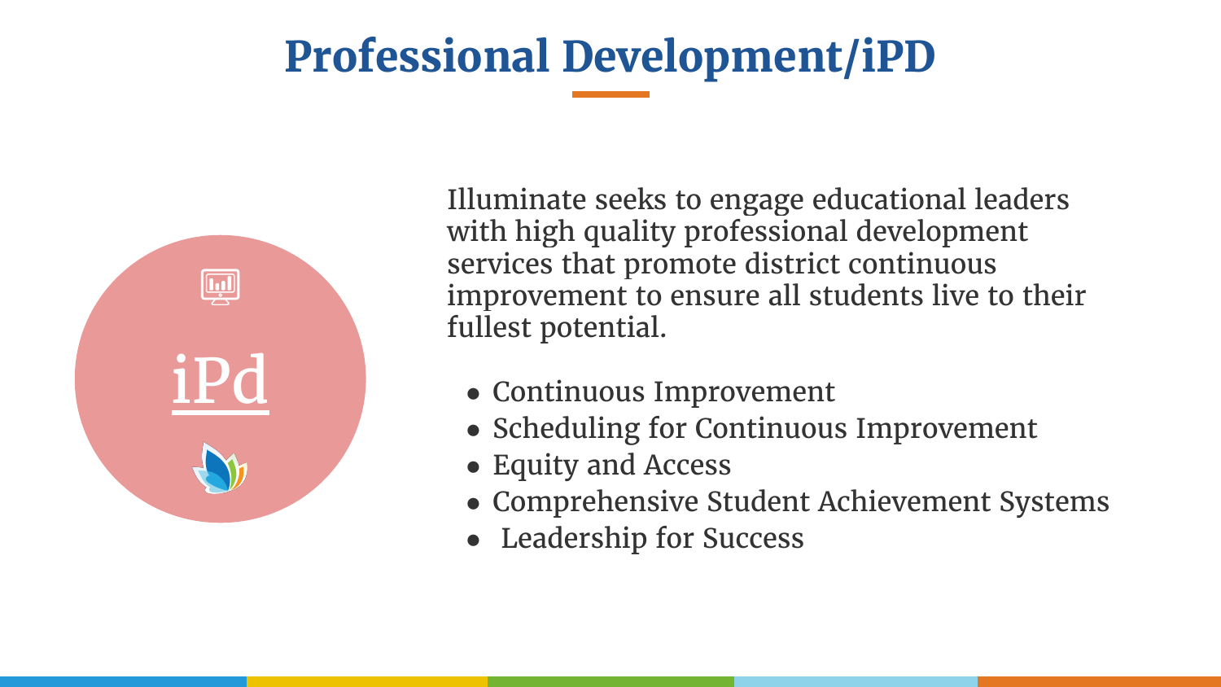# Professional Development/iPD

iPd

Illuminate seeks to engage educational leaders with high quality professional development services that promote district continuous improvement to ensure all students live to their fullest potential.

- Continuous Improvement
- Scheduling for Continuous Improvement
- Equity and Access
- Comprehensive Student Achievement Systems
- Leadership for Success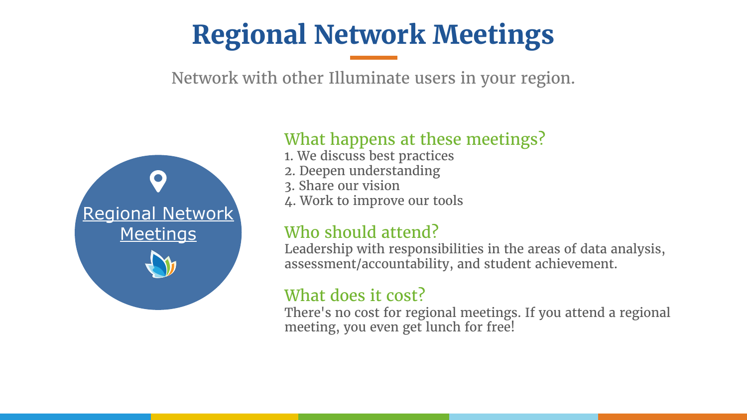# Regional Network Meetings

Network with other Illuminate users in your region.

Regional Network Meetings

### What happens at these meetings?

1. We discuss best practices
2. Deepen understanding
3. Share our vision
4. Work to improve our tools

### Who should attend?

Leadership with responsibilities in the areas of data analysis, assessment/accountability, and student achievement.

### What does it cost?

There's no cost for regional meetings. If you attend a regional meeting, you even get lunch for free!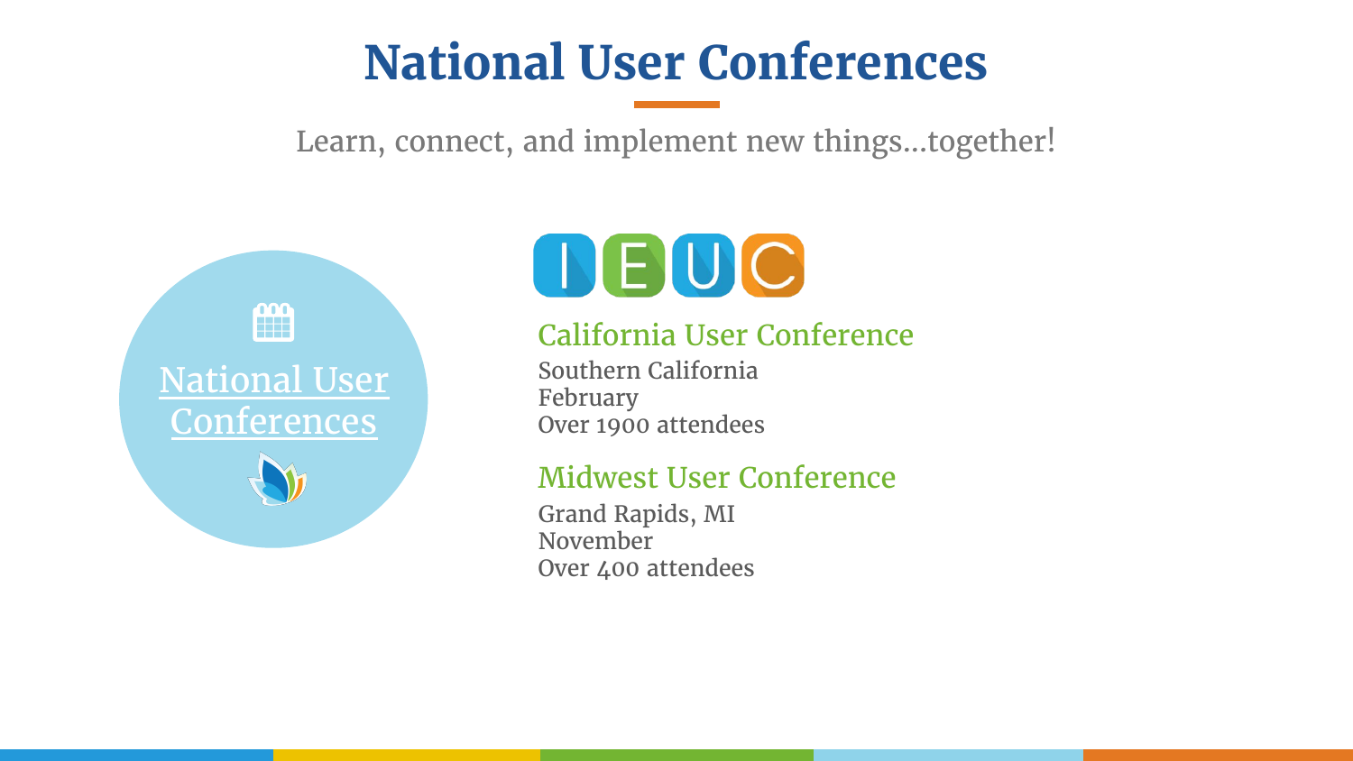# National User Conferences

Learn, connect, and implement new things…together!

National User Conferences

IEUC

## California User Conference

Southern California
February
Over 1900 attendees

## Midwest User Conference

Grand Rapids, MI
November
Over 400 attendees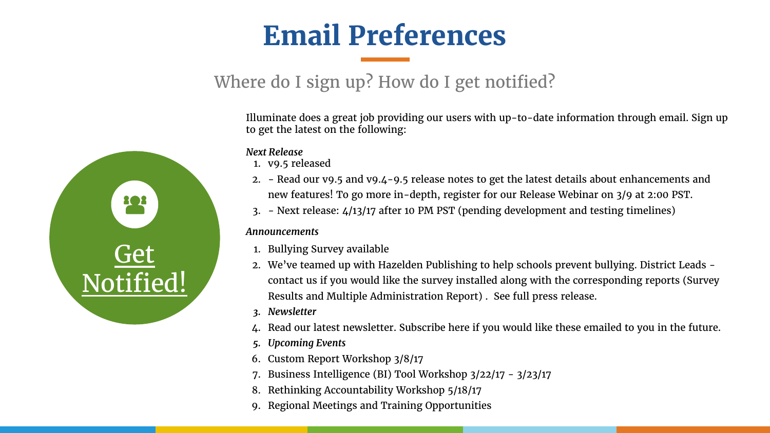# Email Preferences

Where do I sign up? How do I get notified?

Get Notified!

Illuminate does a great job providing our users with up-to-date information through email. Sign up to get the latest on the following:

*Next Release*

1. v9.5 released
2. - Read our v9.5 and v9.4-9.5 release notes to get the latest details about enhancements and new features! To go more in-depth, register for our Release Webinar on 3/9 at 2:00 PST.
3. - Next release: 4/13/17 after 10 PM PST (pending development and testing timelines)

*Announcements*

1. Bullying Survey available
2. We've teamed up with Hazelden Publishing to help schools prevent bullying. District Leads - contact us if you would like the survey installed along with the corresponding reports (Survey Results and Multiple Administration Report) . See full press release.
3. *Newsletter*
4. Read our latest newsletter. Subscribe here if you would like these emailed to you in the future.
5. *Upcoming Events*
6. Custom Report Workshop 3/8/17
7. Business Intelligence (BI) Tool Workshop 3/22/17 - 3/23/17
8. Rethinking Accountability Workshop 5/18/17
9. Regional Meetings and Training Opportunities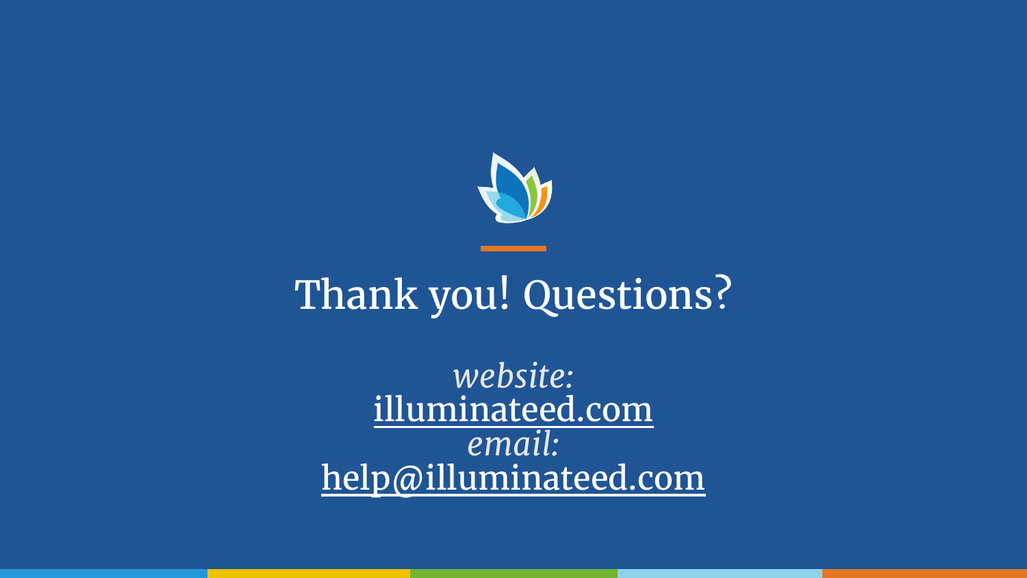# Thank you! Questions?

*website:*

illuminateed.com

*email:*

help@illuminateed.com